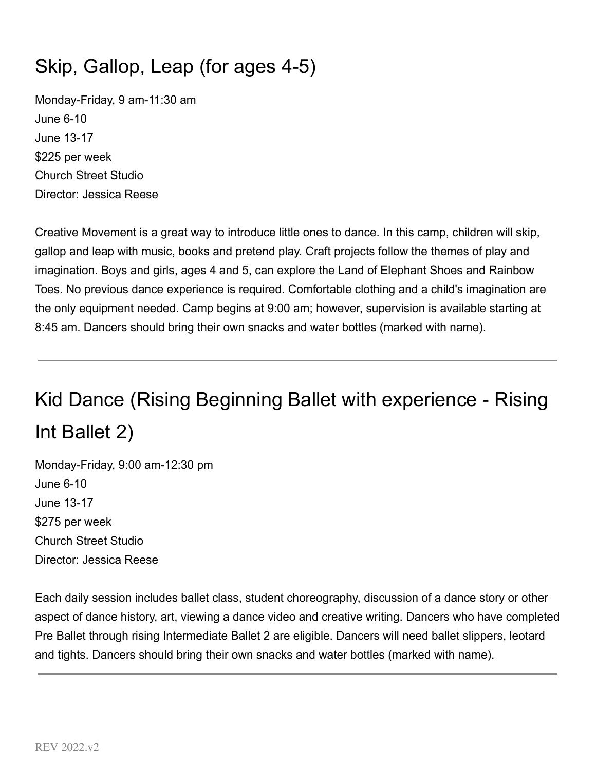## Skip, Gallop, Leap (for ages 4-5)

Monday-Friday, 9 am-11:30 am
June 6-10
June 13-17
$225 per week
Church Street Studio
Director: Jessica Reese

Creative Movement is a great way to introduce little ones to dance. In this camp, children will skip, gallop and leap with music, books and pretend play. Craft projects follow the themes of play and imagination. Boys and girls, ages 4 and 5, can explore the Land of Elephant Shoes and Rainbow Toes. No previous dance experience is required. Comfortable clothing and a child's imagination are the only equipment needed. Camp begins at 9:00 am; however, supervision is available starting at 8:45 am. Dancers should bring their own snacks and water bottles (marked with name).

---

## Kid Dance (Rising Beginning Ballet with experience - Rising Int Ballet 2)

Monday-Friday, 9:00 am-12:30 pm
June 6-10
June 13-17
$275 per week
Church Street Studio
Director: Jessica Reese

Each daily session includes ballet class, student choreography, discussion of a dance story or other aspect of dance history, art, viewing a dance video and creative writing. Dancers who have completed Pre Ballet through rising Intermediate Ballet 2 are eligible. Dancers will need ballet slippers, leotard and tights. Dancers should bring their own snacks and water bottles (marked with name).

---

REV 2022.v2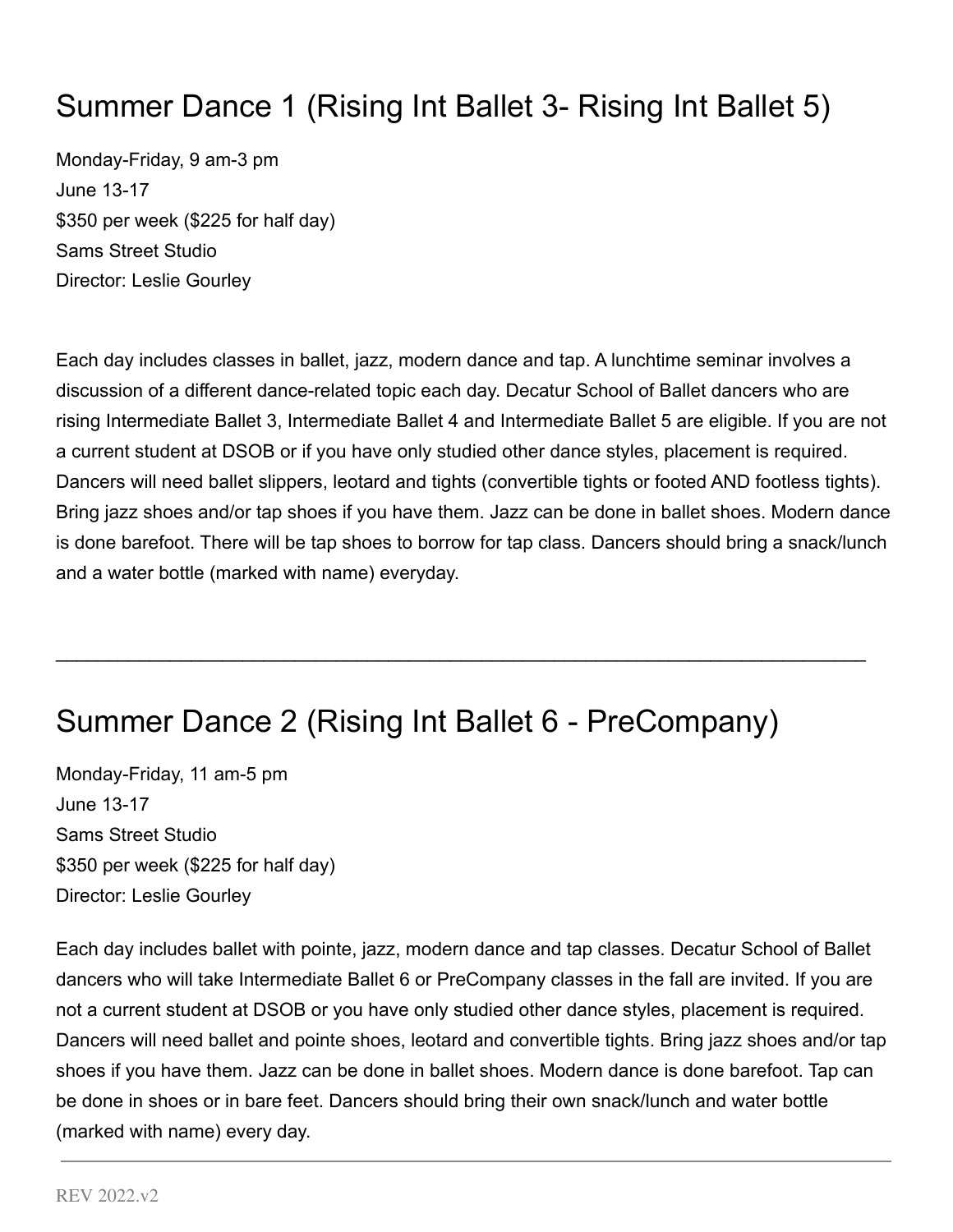# Summer Dance 1 (Rising Int Ballet 3- Rising Int Ballet 5)

Monday-Friday, 9 am-3 pm
June 13-17
$350 per week ($225 for half day)
Sams Street Studio
Director: Leslie Gourley

Each day includes classes in ballet, jazz, modern dance and tap. A lunchtime seminar involves a discussion of a different dance-related topic each day. Decatur School of Ballet dancers who are rising Intermediate Ballet 3, Intermediate Ballet 4 and Intermediate Ballet 5 are eligible. If you are not a current student at DSOB or if you have only studied other dance styles, placement is required. Dancers will need ballet slippers, leotard and tights (convertible tights or footed AND footless tights). Bring jazz shoes and/or tap shoes if you have them. Jazz can be done in ballet shoes. Modern dance is done barefoot. There will be tap shoes to borrow for tap class. Dancers should bring a snack/lunch and a water bottle (marked with name) everyday.

---

# Summer Dance 2 (Rising Int Ballet 6 - PreCompany)

Monday-Friday, 11 am-5 pm
June 13-17
Sams Street Studio
$350 per week ($225 for half day)
Director: Leslie Gourley

Each day includes ballet with pointe, jazz, modern dance and tap classes. Decatur School of Ballet dancers who will take Intermediate Ballet 6 or PreCompany classes in the fall are invited. If you are not a current student at DSOB or you have only studied other dance styles, placement is required. Dancers will need ballet and pointe shoes, leotard and convertible tights. Bring jazz shoes and/or tap shoes if you have them. Jazz can be done in ballet shoes. Modern dance is done barefoot. Tap can be done in shoes or in bare feet. Dancers should bring their own snack/lunch and water bottle (marked with name) every day.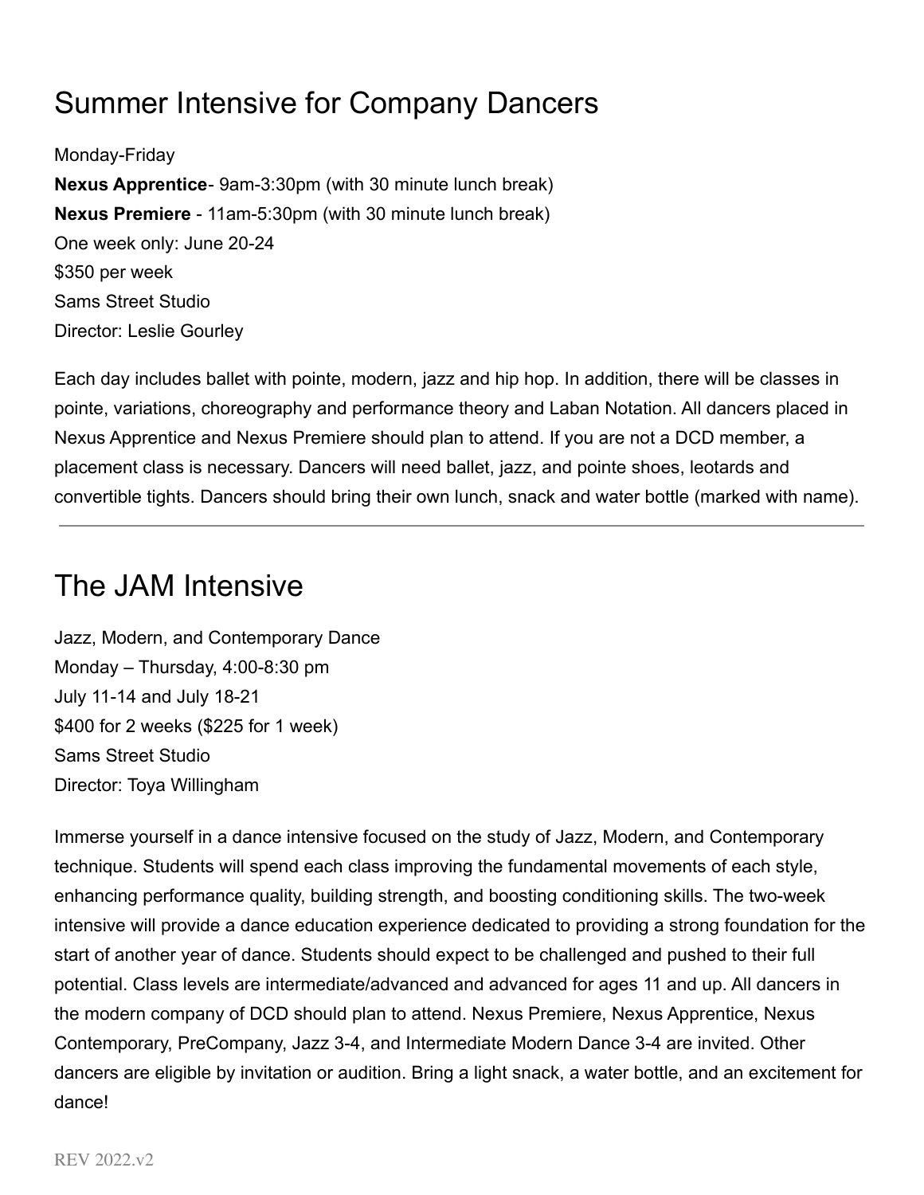# Summer Intensive for Company Dancers

Monday-Friday
**Nexus Apprentice**- 9am-3:30pm (with 30 minute lunch break)
**Nexus Premiere** - 11am-5:30pm (with 30 minute lunch break)
One week only: June 20-24
$350 per week
Sams Street Studio
Director: Leslie Gourley

Each day includes ballet with pointe, modern, jazz and hip hop. In addition, there will be classes in pointe, variations, choreography and performance theory and Laban Notation. All dancers placed in Nexus Apprentice and Nexus Premiere should plan to attend. If you are not a DCD member, a placement class is necessary. Dancers will need ballet, jazz, and pointe shoes, leotards and convertible tights. Dancers should bring their own lunch, snack and water bottle (marked with name).

---

# The JAM Intensive

Jazz, Modern, and Contemporary Dance
Monday – Thursday, 4:00-8:30 pm
July 11-14 and July 18-21
$400 for 2 weeks ($225 for 1 week)
Sams Street Studio
Director: Toya Willingham

Immerse yourself in a dance intensive focused on the study of Jazz, Modern, and Contemporary technique. Students will spend each class improving the fundamental movements of each style, enhancing performance quality, building strength, and boosting conditioning skills. The two-week intensive will provide a dance education experience dedicated to providing a strong foundation for the start of another year of dance. Students should expect to be challenged and pushed to their full potential. Class levels are intermediate/advanced and advanced for ages 11 and up. All dancers in the modern company of DCD should plan to attend. Nexus Premiere, Nexus Apprentice, Nexus Contemporary, PreCompany, Jazz 3-4, and Intermediate Modern Dance 3-4 are invited. Other dancers are eligible by invitation or audition. Bring a light snack, a water bottle, and an excitement for dance!

REV 2022.v2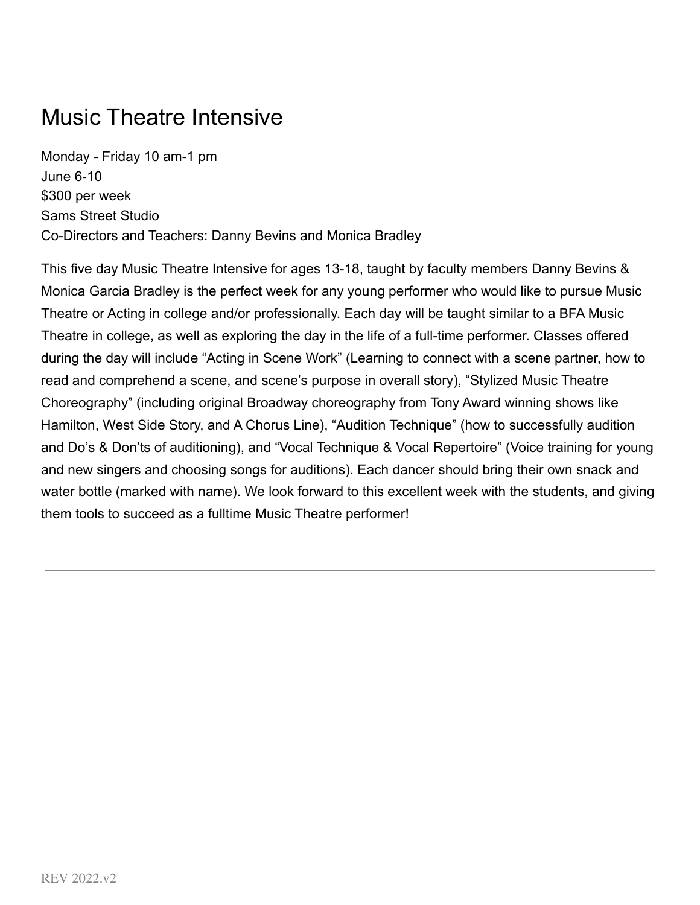# Music Theatre Intensive

Monday - Friday 10 am-1 pm
June 6-10
$300 per week
Sams Street Studio
Co-Directors and Teachers: Danny Bevins and Monica Bradley

This five day Music Theatre Intensive for ages 13-18, taught by faculty members Danny Bevins & Monica Garcia Bradley is the perfect week for any young performer who would like to pursue Music Theatre or Acting in college and/or professionally. Each day will be taught similar to a BFA Music Theatre in college, as well as exploring the day in the life of a full-time performer. Classes offered during the day will include "Acting in Scene Work" (Learning to connect with a scene partner, how to read and comprehend a scene, and scene's purpose in overall story), "Stylized Music Theatre Choreography" (including original Broadway choreography from Tony Award winning shows like Hamilton, West Side Story, and A Chorus Line), "Audition Technique" (how to successfully audition and Do's & Don'ts of auditioning), and "Vocal Technique & Vocal Repertoire" (Voice training for young and new singers and choosing songs for auditions). Each dancer should bring their own snack and water bottle (marked with name). We look forward to this excellent week with the students, and giving them tools to succeed as a fulltime Music Theatre performer!

---

REV 2022.v2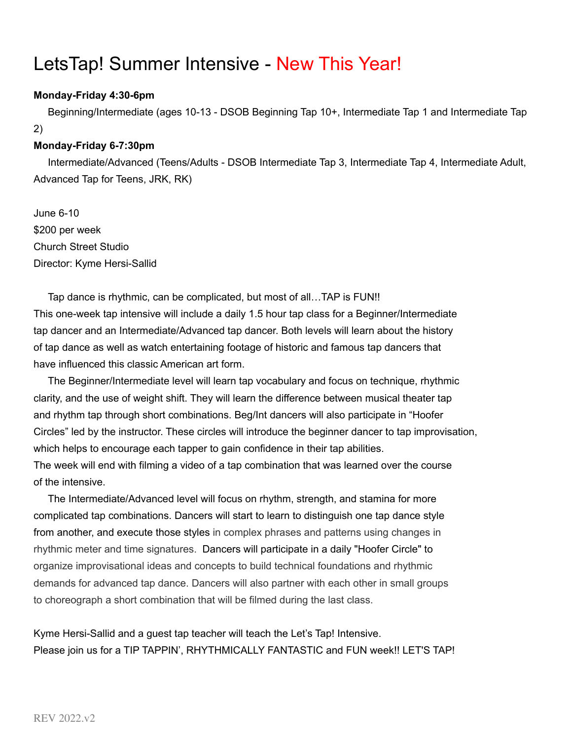# LetsTap! Summer Intensive - New This Year!

**Monday-Friday 4:30-6pm**

Beginning/Intermediate (ages 10-13 - DSOB Beginning Tap 10+, Intermediate Tap 1 and Intermediate Tap 2)

**Monday-Friday 6-7:30pm**

Intermediate/Advanced (Teens/Adults - DSOB Intermediate Tap 3, Intermediate Tap 4, Intermediate Adult, Advanced Tap for Teens, JRK, RK)

June 6-10
$200 per week
Church Street Studio
Director: Kyme Hersi-Sallid

Tap dance is rhythmic, can be complicated, but most of all…TAP is FUN!!
This one-week tap intensive will include a daily 1.5 hour tap class for a Beginner/Intermediate tap dancer and an Intermediate/Advanced tap dancer. Both levels will learn about the history of tap dance as well as watch entertaining footage of historic and famous tap dancers that have influenced this classic American art form.

The Beginner/Intermediate level will learn tap vocabulary and focus on technique, rhythmic clarity, and the use of weight shift. They will learn the difference between musical theater tap and rhythm tap through short combinations. Beg/Int dancers will also participate in "Hoofer Circles" led by the instructor. These circles will introduce the beginner dancer to tap improvisation, which helps to encourage each tapper to gain confidence in their tap abilities.
The week will end with filming a video of a tap combination that was learned over the course of the intensive.

The Intermediate/Advanced level will focus on rhythm, strength, and stamina for more complicated tap combinations. Dancers will start to learn to distinguish one tap dance style from another, and execute those styles in complex phrases and patterns using changes in rhythmic meter and time signatures. Dancers will participate in a daily "Hoofer Circle" to organize improvisational ideas and concepts to build technical foundations and rhythmic demands for advanced tap dance. Dancers will also partner with each other in small groups to choreograph a short combination that will be filmed during the last class.

Kyme Hersi-Sallid and a guest tap teacher will teach the Let's Tap! Intensive.
Please join us for a TIP TAPPIN', RHYTHMICALLY FANTASTIC and FUN week!! LET'S TAP!

REV 2022.v2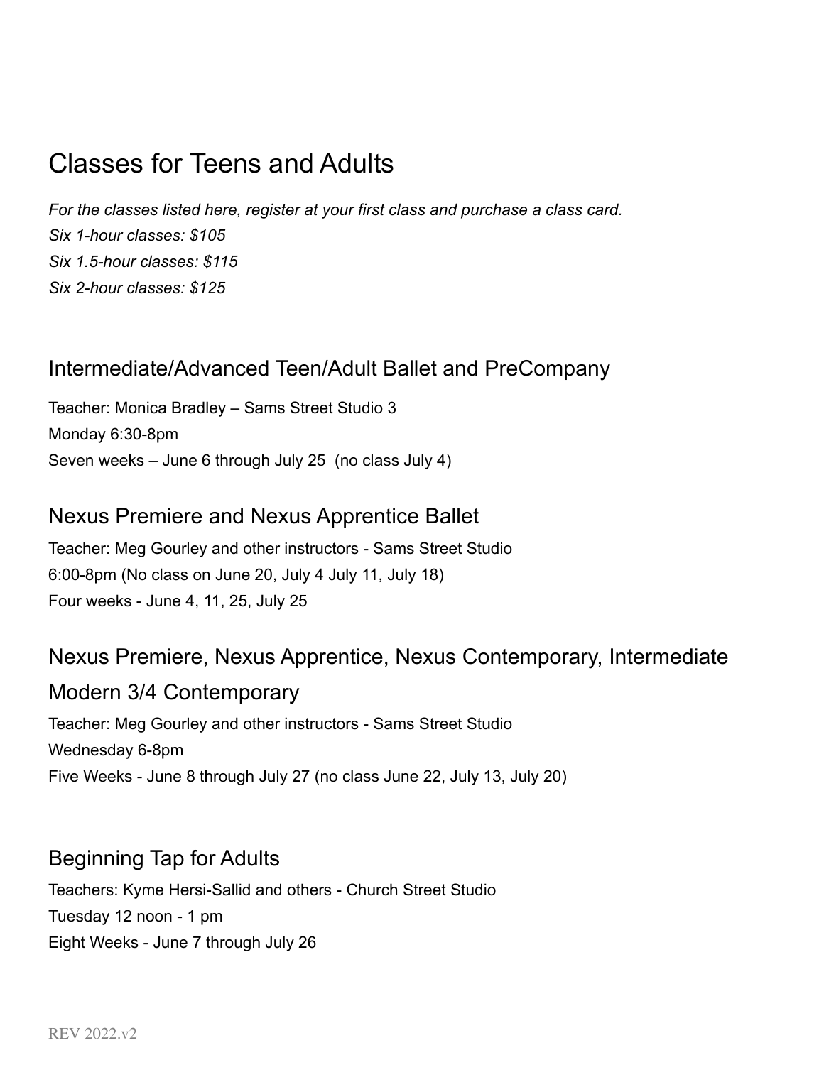# Classes for Teens and Adults

*For the classes listed here, register at your first class and purchase a class card.*
*Six 1-hour classes: $105*
*Six 1.5-hour classes: $115*
*Six 2-hour classes: $125*

## Intermediate/Advanced Teen/Adult Ballet and PreCompany

Teacher: Monica Bradley – Sams Street Studio 3
Monday 6:30-8pm
Seven weeks – June 6 through July 25 (no class July 4)

## Nexus Premiere and Nexus Apprentice Ballet

Teacher: Meg Gourley and other instructors - Sams Street Studio
6:00-8pm (No class on June 20, July 4 July 11, July 18)
Four weeks - June 4, 11, 25, July 25

## Nexus Premiere, Nexus Apprentice, Nexus Contemporary, Intermediate Modern 3/4 Contemporary

Teacher: Meg Gourley and other instructors - Sams Street Studio
Wednesday 6-8pm
Five Weeks - June 8 through July 27 (no class June 22, July 13, July 20)

## Beginning Tap for Adults

Teachers: Kyme Hersi-Sallid and others - Church Street Studio
Tuesday 12 noon - 1 pm
Eight Weeks - June 7 through July 26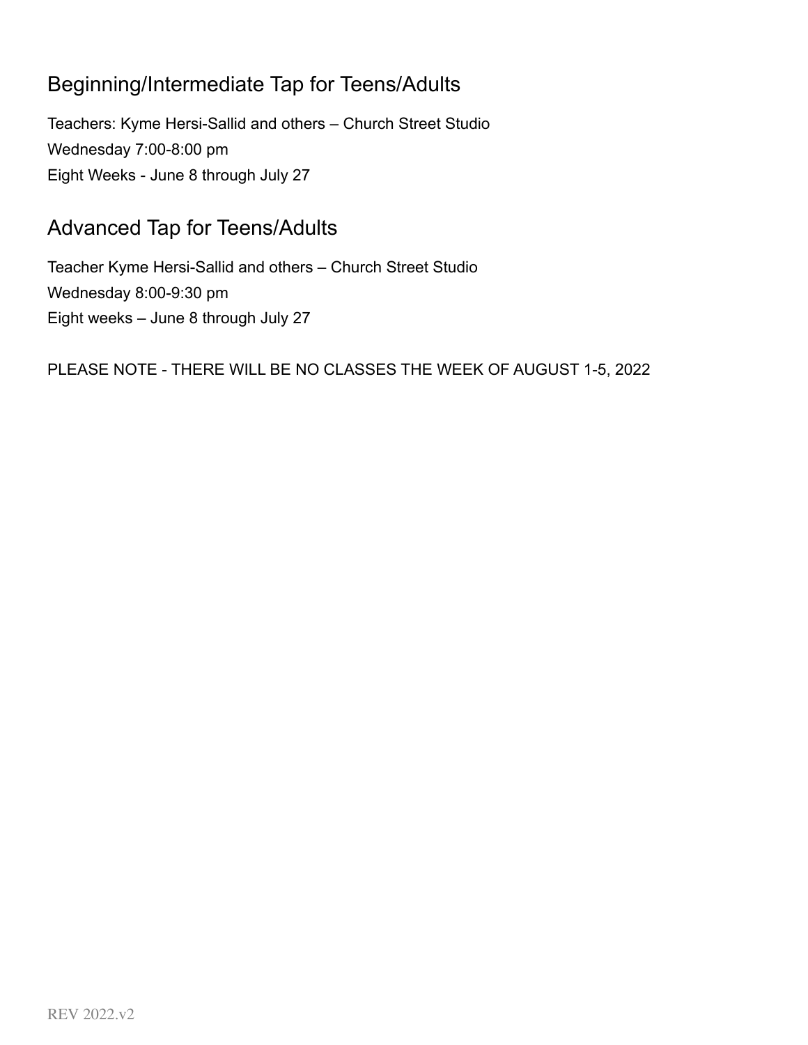## Beginning/Intermediate Tap for Teens/Adults

Teachers: Kyme Hersi-Sallid and others – Church Street Studio
Wednesday 7:00-8:00 pm
Eight Weeks - June 8 through July 27

## Advanced Tap for Teens/Adults

Teacher Kyme Hersi-Sallid and others – Church Street Studio
Wednesday 8:00-9:30 pm
Eight weeks – June 8 through July 27

PLEASE NOTE - THERE WILL BE NO CLASSES THE WEEK OF AUGUST 1-5, 2022

REV 2022.v2